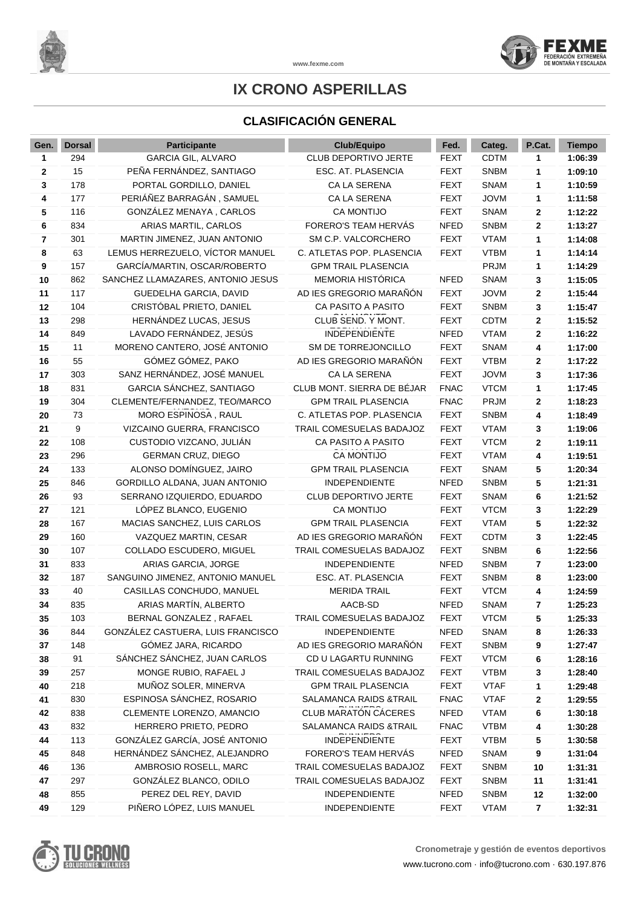# IX CRONO ASPERILLAS

## CLASIFICACIÓN GENERAL

| Gen. | Dorsal | Participante | Club/Equipo | Fed. | Categ. | P.Cat. | Tiempo |
|---|---|---|---|---|---|---|---|
| 1 | 294 | GARCIA GIL, ALVARO | CLUB DEPORTIVO JERTE | FEXT | CDTM | 1 | 1:06:39 |
| 2 | 15 | PEÑA FERNÁNDEZ, SANTIAGO | ESC. AT. PLASENCIA | FEXT | SNBM | 1 | 1:09:10 |
| 3 | 178 | PORTAL GORDILLO, DANIEL | CA LA SERENA | FEXT | SNAM | 1 | 1:10:59 |
| 4 | 177 | PERIÁÑEZ BARRAGÁN , SAMUEL | CA LA SERENA | FEXT | JOVM | 1 | 1:11:58 |
| 5 | 116 | GONZÁLEZ MENAYA , CARLOS | CA MONTIJO | FEXT | SNAM | 2 | 1:12:22 |
| 6 | 834 | ARIAS MARTIL, CARLOS | FORERO'S TEAM HERVÁS | NFED | SNBM | 2 | 1:13:27 |
| 7 | 301 | MARTIN JIMENEZ, JUAN ANTONIO | SM C.P. VALCORCHERO | FEXT | VTAM | 1 | 1:14:08 |
| 8 | 63 | LEMUS HERREZUELO, VÍCTOR MANUEL | C. ATLETAS POP. PLASENCIA | FEXT | VTBM | 1 | 1:14:14 |
| 9 | 157 | GARCÍA/MARTIN, OSCAR/ROBERTO | GPM TRAIL PLASENCIA | | PRJM | 1 | 1:14:29 |
| 10 | 862 | SANCHEZ LLAMAZARES, ANTONIO JESUS | MEMORIA HISTÓRICA | NFED | SNAM | 3 | 1:15:05 |
| 11 | 117 | GUEDELHA GARCIA, DAVID | AD IES GREGORIO MARAÑÓN | FEXT | JOVM | 2 | 1:15:44 |
| 12 | 104 | CRISTÓBAL PRIETO, DANIEL | CA PASITO A PASITO | FEXT | SNBM | 3 | 1:15:47 |
| 13 | 298 | HERNÁNDEZ LUCAS, JESUS | CLUB SEND. Y MONT. | FEXT | CDTM | 2 | 1:15:52 |
| 14 | 849 | LAVADO FERNÁNDEZ, JESÚS | INDEPENDIENTE | NFED | VTAM | 2 | 1:16:22 |
| 15 | 11 | MORENO CANTERO, JOSÉ ANTONIO | SM DE TORREJONCILLO | FEXT | SNAM | 4 | 1:17:00 |
| 16 | 55 | GÓMEZ GÓMEZ, PAKO | AD IES GREGORIO MARAÑÓN | FEXT | VTBM | 2 | 1:17:22 |
| 17 | 303 | SANZ HERNÁNDEZ, JOSÉ MANUEL | CA LA SERENA | FEXT | JOVM | 3 | 1:17:36 |
| 18 | 831 | GARCIA SÁNCHEZ, SANTIAGO | CLUB MONT. SIERRA DE BÉJAR | FNAC | VTCM | 1 | 1:17:45 |
| 19 | 304 | CLEMENTE/FERNANDEZ, TEO/MARCO | GPM TRAIL PLASENCIA | FNAC | PRJM | 2 | 1:18:23 |
| 20 | 73 | MORO ESPINOSA , RAUL | C. ATLETAS POP. PLASENCIA | FEXT | SNBM | 4 | 1:18:49 |
| 21 | 9 | VIZCAINO GUERRA, FRANCISCO | TRAIL COMESUELAS BADAJOZ | FEXT | VTAM | 3 | 1:19:06 |
| 22 | 108 | CUSTODIO VIZCANO, JULIÁN | CA PASITO A PASITO | FEXT | VTCM | 2 | 1:19:11 |
| 23 | 296 | GERMAN CRUZ, DIEGO | CA MONTIJO | FEXT | VTAM | 4 | 1:19:51 |
| 24 | 133 | ALONSO DOMÍNGUEZ, JAIRO | GPM TRAIL PLASENCIA | FEXT | SNAM | 5 | 1:20:34 |
| 25 | 846 | GORDILLO ALDANA, JUAN ANTONIO | INDEPENDIENTE | NFED | SNBM | 5 | 1:21:31 |
| 26 | 93 | SERRANO IZQUIERDO, EDUARDO | CLUB DEPORTIVO JERTE | FEXT | SNAM | 6 | 1:21:52 |
| 27 | 121 | LÓPEZ BLANCO, EUGENIO | CA MONTIJO | FEXT | VTCM | 3 | 1:22:29 |
| 28 | 167 | MACIAS SANCHEZ, LUIS CARLOS | GPM TRAIL PLASENCIA | FEXT | VTAM | 5 | 1:22:32 |
| 29 | 160 | VAZQUEZ MARTIN, CESAR | AD IES GREGORIO MARAÑÓN | FEXT | CDTM | 3 | 1:22:45 |
| 30 | 107 | COLLADO ESCUDERO, MIGUEL | TRAIL COMESUELAS BADAJOZ | FEXT | SNBM | 6 | 1:22:56 |
| 31 | 833 | ARIAS GARCIA, JORGE | INDEPENDIENTE | NFED | SNBM | 7 | 1:23:00 |
| 32 | 187 | SANGUINO JIMENEZ, ANTONIO MANUEL | ESC. AT. PLASENCIA | FEXT | SNBM | 8 | 1:23:00 |
| 33 | 40 | CASILLAS CONCHUDO, MANUEL | MERIDA TRAIL | FEXT | VTCM | 4 | 1:24:59 |
| 34 | 835 | ARIAS MARTÍN, ALBERTO | AACB-SD | NFED | SNAM | 7 | 1:25:23 |
| 35 | 103 | BERNAL GONZALEZ , RAFAEL | TRAIL COMESUELAS BADAJOZ | FEXT | VTCM | 5 | 1:25:33 |
| 36 | 844 | GONZÁLEZ CASTUERA, LUIS FRANCISCO | INDEPENDIENTE | NFED | SNAM | 8 | 1:26:33 |
| 37 | 148 | GÓMEZ JARA, RICARDO | AD IES GREGORIO MARAÑÓN | FEXT | SNBM | 9 | 1:27:47 |
| 38 | 91 | SÁNCHEZ SÁNCHEZ, JUAN CARLOS | CD U LAGARTU RUNNING | FEXT | VTCM | 6 | 1:28:16 |
| 39 | 257 | MONGE RUBIO, RAFAEL J | TRAIL COMESUELAS BADAJOZ | FEXT | VTBM | 3 | 1:28:40 |
| 40 | 218 | MUÑOZ SOLER, MINERVA | GPM TRAIL PLASENCIA | FEXT | VTAF | 1 | 1:29:48 |
| 41 | 830 | ESPINOSA SÁNCHEZ, ROSARIO | SALAMANCA RAIDS &TRAIL | FNAC | VTAF | 2 | 1:29:55 |
| 42 | 838 | CLEMENTE LORENZO, AMANCIO | CLUB MARATÓN CÁCERES | NFED | VTAM | 6 | 1:30:18 |
| 43 | 832 | HERRERO PRIETO, PEDRO | SALAMANCA RAIDS &TRAIL | FNAC | VTBM | 4 | 1:30:28 |
| 44 | 113 | GONZÁLEZ GARCÍA, JOSÉ ANTONIO | INDEPENDIENTE | FEXT | VTBM | 5 | 1:30:58 |
| 45 | 848 | HERNÁNDEZ SÁNCHEZ, ALEJANDRO | FORERO'S TEAM HERVÁS | NFED | SNAM | 9 | 1:31:04 |
| 46 | 136 | AMBROSIO ROSELL, MARC | TRAIL COMESUELAS BADAJOZ | FEXT | SNBM | 10 | 1:31:31 |
| 47 | 297 | GONZÁLEZ BLANCO, ODILO | TRAIL COMESUELAS BADAJOZ | FEXT | SNBM | 11 | 1:31:41 |
| 48 | 855 | PEREZ DEL REY, DAVID | INDEPENDIENTE | NFED | SNBM | 12 | 1:32:00 |
| 49 | 129 | PIÑERO LÓPEZ, LUIS MANUEL | INDEPENDIENTE | FEXT | VTAM | 7 | 1:32:31 |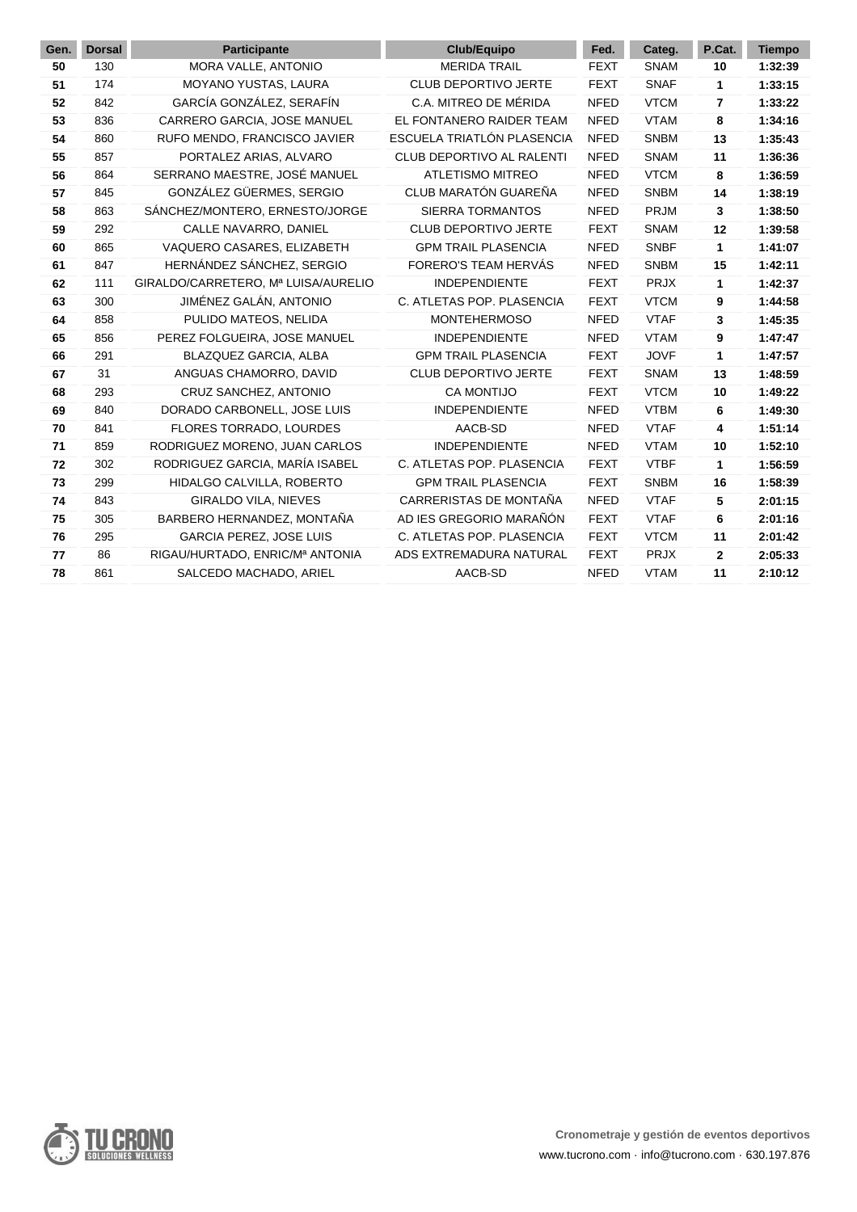| Gen. | Dorsal | Participante | Club/Equipo | Fed. | Categ. | P.Cat. | Tiempo |
|---|---|---|---|---|---|---|---|
| 50 | 130 | MORA VALLE, ANTONIO | MERIDA TRAIL | FEXT | SNAM | 10 | 1:32:39 |
| 51 | 174 | MOYANO YUSTAS, LAURA | CLUB DEPORTIVO JERTE | FEXT | SNAF | 1 | 1:33:15 |
| 52 | 842 | GARCÍA GONZÁLEZ, SERAFÍN | C.A. MITREO DE MÉRIDA | NFED | VTCM | 7 | 1:33:22 |
| 53 | 836 | CARRERO GARCIA, JOSE MANUEL | EL FONTANERO RAIDER TEAM | NFED | VTAM | 8 | 1:34:16 |
| 54 | 860 | RUFO MENDO, FRANCISCO JAVIER | ESCUELA TRIATLÓN PLASENCIA | NFED | SNBM | 13 | 1:35:43 |
| 55 | 857 | PORTALEZ ARIAS, ALVARO | CLUB DEPORTIVO AL RALENTI | NFED | SNAM | 11 | 1:36:36 |
| 56 | 864 | SERRANO MAESTRE, JOSÉ MANUEL | ATLETISMO MITREO | NFED | VTCM | 8 | 1:36:59 |
| 57 | 845 | GONZÁLEZ GÜERMES, SERGIO | CLUB MARATÓN GUAREÑA | NFED | SNBM | 14 | 1:38:19 |
| 58 | 863 | SÁNCHEZ/MONTERO, ERNESTO/JORGE | SIERRA TORMANTOS | NFED | PRJM | 3 | 1:38:50 |
| 59 | 292 | CALLE NAVARRO, DANIEL | CLUB DEPORTIVO JERTE | FEXT | SNAM | 12 | 1:39:58 |
| 60 | 865 | VAQUERO CASARES, ELIZABETH | GPM TRAIL PLASENCIA | NFED | SNBF | 1 | 1:41:07 |
| 61 | 847 | HERNÁNDEZ SÁNCHEZ, SERGIO | FORERO'S TEAM HERVÁS | NFED | SNBM | 15 | 1:42:11 |
| 62 | 111 | GIRALDO/CARRETERO, Mª LUISA/AURELIO | INDEPENDIENTE | FEXT | PRJX | 1 | 1:42:37 |
| 63 | 300 | JIMÉNEZ GALÁN, ANTONIO | C. ATLETAS POP. PLASENCIA | FEXT | VTCM | 9 | 1:44:58 |
| 64 | 858 | PULIDO MATEOS, NELIDA | MONTEHERMOSO | NFED | VTAF | 3 | 1:45:35 |
| 65 | 856 | PEREZ FOLGUEIRA, JOSE MANUEL | INDEPENDIENTE | NFED | VTAM | 9 | 1:47:47 |
| 66 | 291 | BLAZQUEZ GARCIA, ALBA | GPM TRAIL PLASENCIA | FEXT | JOVF | 1 | 1:47:57 |
| 67 | 31 | ANGUAS CHAMORRO, DAVID | CLUB DEPORTIVO JERTE | FEXT | SNAM | 13 | 1:48:59 |
| 68 | 293 | CRUZ SANCHEZ, ANTONIO | CA MONTIJO | FEXT | VTCM | 10 | 1:49:22 |
| 69 | 840 | DORADO CARBONELL, JOSE LUIS | INDEPENDIENTE | NFED | VTBM | 6 | 1:49:30 |
| 70 | 841 | FLORES TORRADO, LOURDES | AACB-SD | NFED | VTAF | 4 | 1:51:14 |
| 71 | 859 | RODRIGUEZ MORENO, JUAN CARLOS | INDEPENDIENTE | NFED | VTAM | 10 | 1:52:10 |
| 72 | 302 | RODRIGUEZ GARCIA, MARÍA ISABEL | C. ATLETAS POP. PLASENCIA | FEXT | VTBF | 1 | 1:56:59 |
| 73 | 299 | HIDALGO CALVILLA, ROBERTO | GPM TRAIL PLASENCIA | FEXT | SNBM | 16 | 1:58:39 |
| 74 | 843 | GIRALDO VILA, NIEVES | CARRERISTAS DE MONTAÑA | NFED | VTAF | 5 | 2:01:15 |
| 75 | 305 | BARBERO HERNANDEZ, MONTAÑA | AD IES GREGORIO MARAÑÓN | FEXT | VTAF | 6 | 2:01:16 |
| 76 | 295 | GARCIA PEREZ, JOSE LUIS | C. ATLETAS POP. PLASENCIA | FEXT | VTCM | 11 | 2:01:42 |
| 77 | 86 | RIGAU/HURTADO, ENRIC/Mª ANTONIA | ADS EXTREMADURA NATURAL | FEXT | PRJX | 2 | 2:05:33 |
| 78 | 861 | SALCEDO MACHADO, ARIEL | AACB-SD | NFED | VTAM | 11 | 2:10:12 |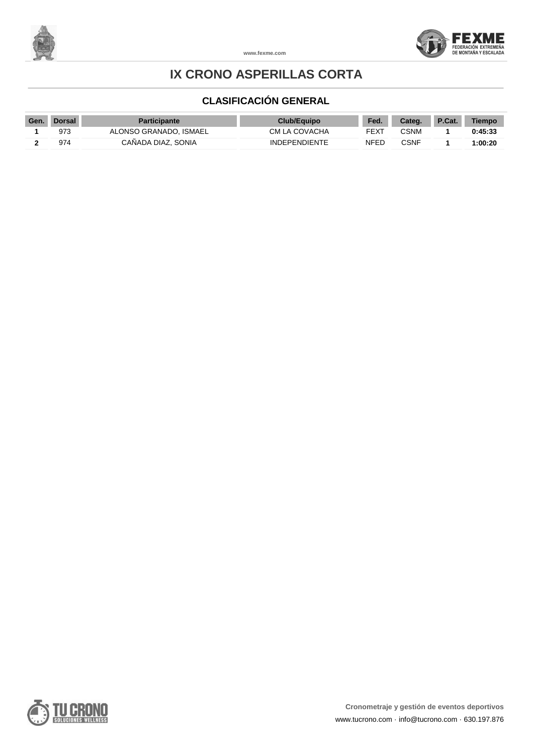# IX CRONO ASPERILLAS CORTA

## CLASIFICACIÓN GENERAL

| Gen. | Dorsal | Participante | Club/Equipo | Fed. | Categ. | P.Cat. | Tiempo |
|---|---|---|---|---|---|---|---|
| **1** | 973 | ALONSO GRANADO, ISMAEL | CM LA COVACHA | FEXT | CSNM | **1** | **0:45:33** |
| **2** | 974 | CAÑADA DIAZ, SONIA | INDEPENDIENTE | NFED | CSNF | **1** | **1:00:20** |